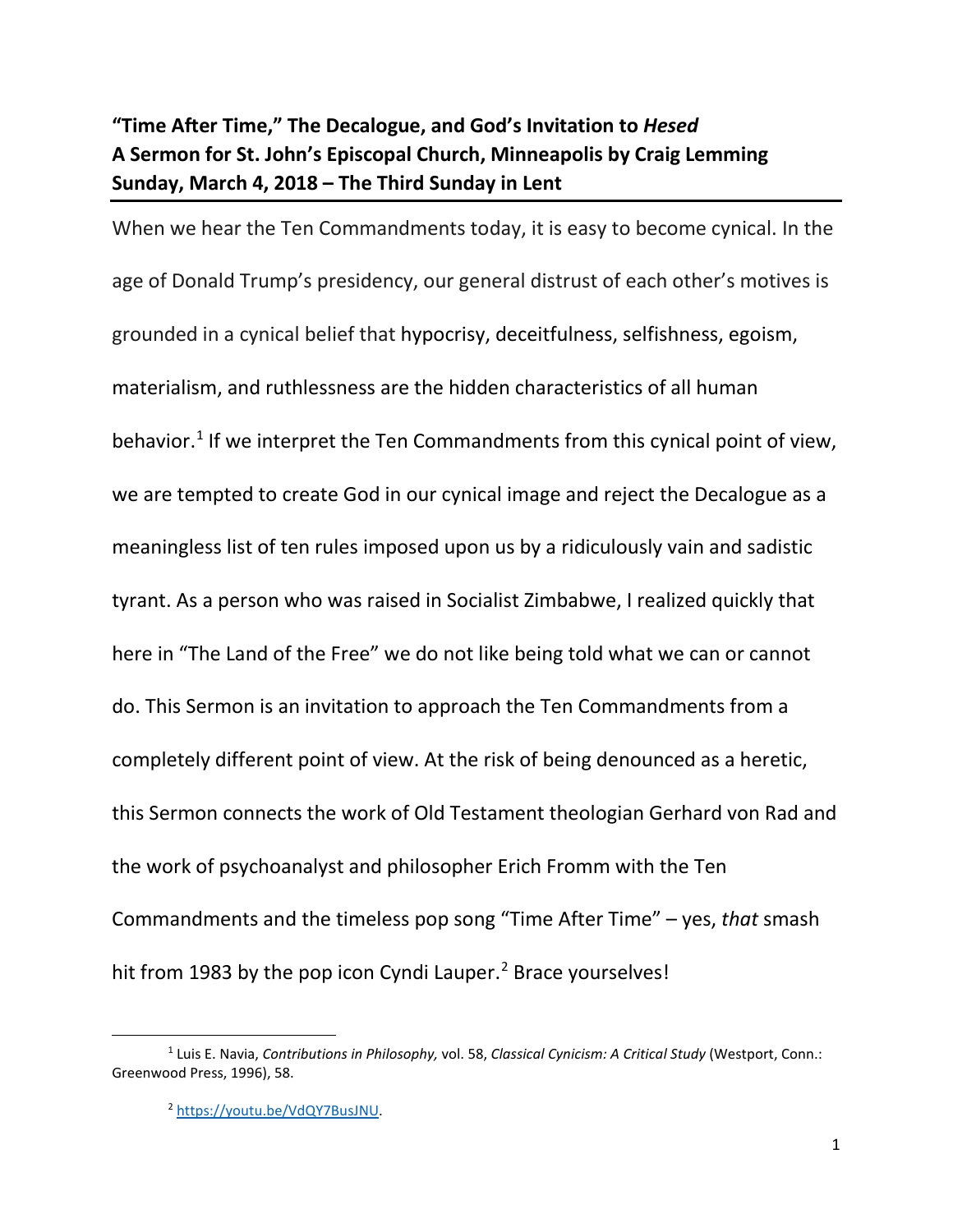**"Time After Time," The Decalogue, and God's Invitation to *Hesed***
**A Sermon for St. John's Episcopal Church, Minneapolis by Craig Lemming**
**Sunday, March 4, 2018 – The Third Sunday in Lent**

When we hear the Ten Commandments today, it is easy to become cynical. In the age of Donald Trump's presidency, our general distrust of each other's motives is grounded in a cynical belief that hypocrisy, deceitfulness, selfishness, egoism, materialism, and ruthlessness are the hidden characteristics of all human behavior.[1] If we interpret the Ten Commandments from this cynical point of view, we are tempted to create God in our cynical image and reject the Decalogue as a meaningless list of ten rules imposed upon us by a ridiculously vain and sadistic tyrant. As a person who was raised in Socialist Zimbabwe, I realized quickly that here in "The Land of the Free" we do not like being told what we can or cannot do. This Sermon is an invitation to approach the Ten Commandments from a completely different point of view. At the risk of being denounced as a heretic, this Sermon connects the work of Old Testament theologian Gerhard von Rad and the work of psychoanalyst and philosopher Erich Fromm with the Ten Commandments and the timeless pop song "Time After Time" – yes, *that* smash hit from 1983 by the pop icon Cyndi Lauper.[2] Brace yourselves!

---

[1] Luis E. Navia, *Contributions in Philosophy,* vol. 58, *Classical Cynicism: A Critical Study* (Westport, Conn.: Greenwood Press, 1996), 58.

[2] https://youtu.be/VdQY7BusJNU.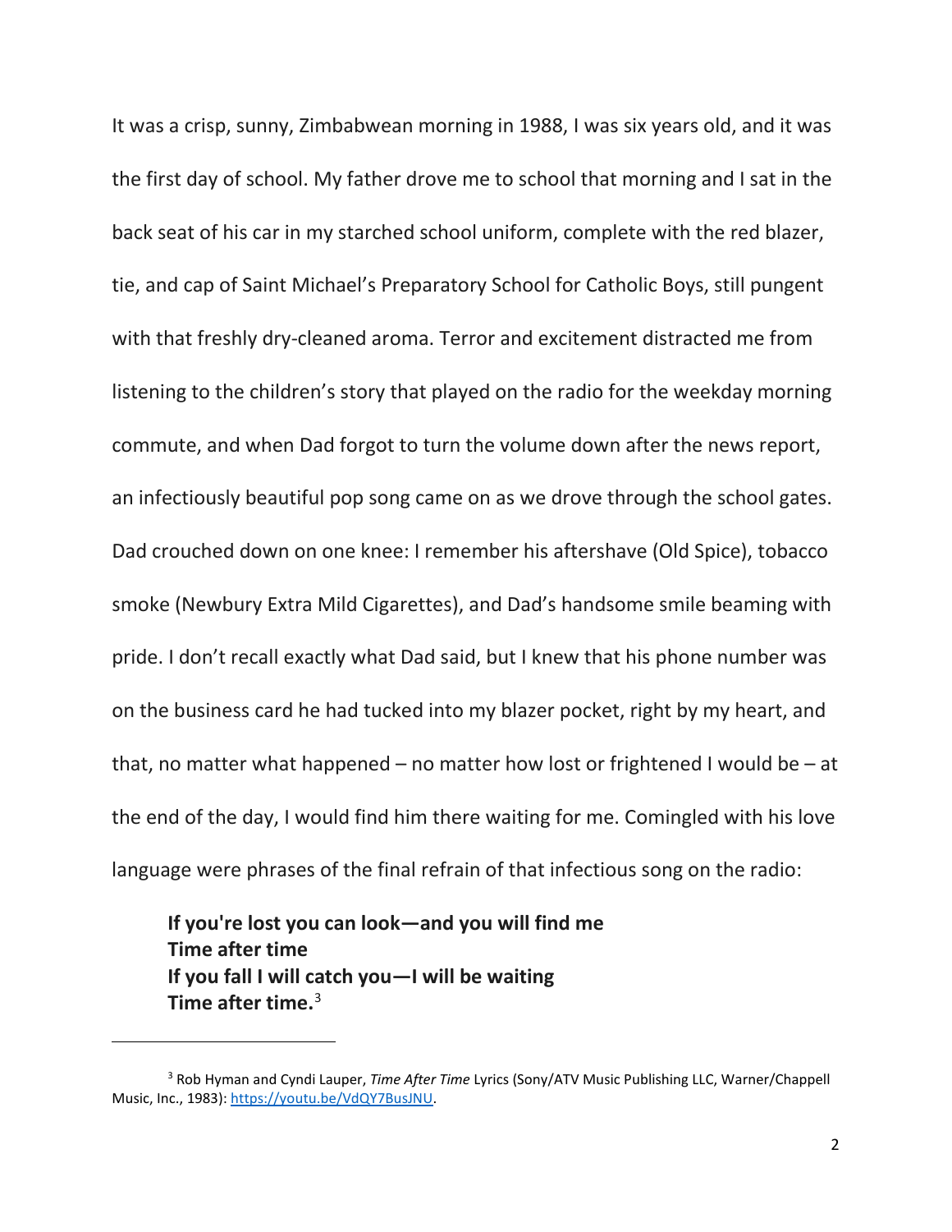It was a crisp, sunny, Zimbabwean morning in 1988, I was six years old, and it was the first day of school. My father drove me to school that morning and I sat in the back seat of his car in my starched school uniform, complete with the red blazer, tie, and cap of Saint Michael's Preparatory School for Catholic Boys, still pungent with that freshly dry-cleaned aroma. Terror and excitement distracted me from listening to the children's story that played on the radio for the weekday morning commute, and when Dad forgot to turn the volume down after the news report, an infectiously beautiful pop song came on as we drove through the school gates. Dad crouched down on one knee: I remember his aftershave (Old Spice), tobacco smoke (Newbury Extra Mild Cigarettes), and Dad's handsome smile beaming with pride. I don't recall exactly what Dad said, but I knew that his phone number was on the business card he had tucked into my blazer pocket, right by my heart, and that, no matter what happened – no matter how lost or frightened I would be – at the end of the day, I would find him there waiting for me. Comingled with his love language were phrases of the final refrain of that infectious song on the radio:

> **If you're lost you can look—and you will find me**
> **Time after time**
> **If you fall I will catch you—I will be waiting**
> **Time after time.**[3]

---

[3] Rob Hyman and Cyndi Lauper, *Time After Time* Lyrics (Sony/ATV Music Publishing LLC, Warner/Chappell Music, Inc., 1983): https://youtu.be/VdQY7BusJNU.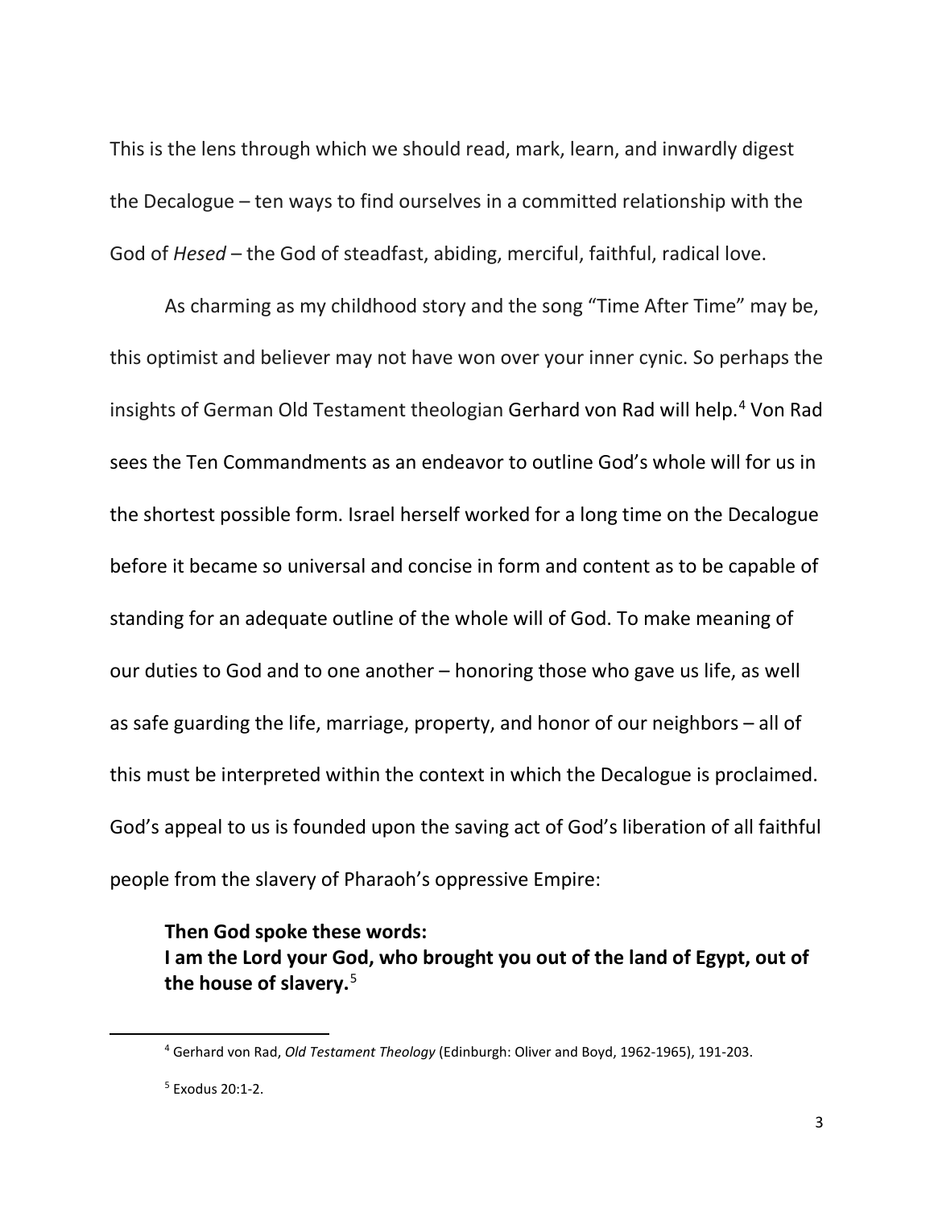This is the lens through which we should read, mark, learn, and inwardly digest the Decalogue – ten ways to find ourselves in a committed relationship with the God of *Hesed* – the God of steadfast, abiding, merciful, faithful, radical love.

As charming as my childhood story and the song "Time After Time" may be, this optimist and believer may not have won over your inner cynic. So perhaps the insights of German Old Testament theologian Gerhard von Rad will help.[4] Von Rad sees the Ten Commandments as an endeavor to outline God's whole will for us in the shortest possible form. Israel herself worked for a long time on the Decalogue before it became so universal and concise in form and content as to be capable of standing for an adequate outline of the whole will of God. To make meaning of our duties to God and to one another – honoring those who gave us life, as well as safe guarding the life, marriage, property, and honor of our neighbors – all of this must be interpreted within the context in which the Decalogue is proclaimed. God's appeal to us is founded upon the saving act of God's liberation of all faithful people from the slavery of Pharaoh's oppressive Empire:

> **Then God spoke these words:**
> **I am the Lord your God, who brought you out of the land of Egypt, out of the house of slavery.**[5]

---

[4] Gerhard von Rad, *Old Testament Theology* (Edinburgh: Oliver and Boyd, 1962-1965), 191-203.

[5] Exodus 20:1-2.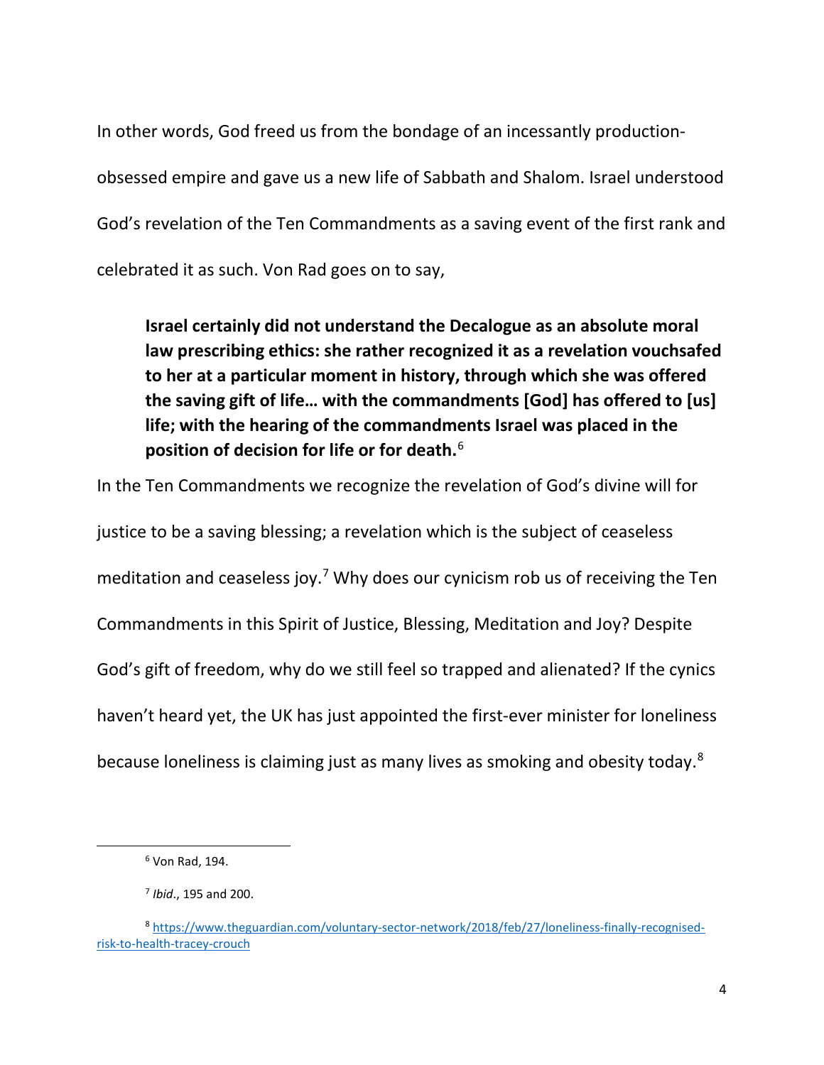In other words, God freed us from the bondage of an incessantly production-obsessed empire and gave us a new life of Sabbath and Shalom. Israel understood God's revelation of the Ten Commandments as a saving event of the first rank and celebrated it as such. Von Rad goes on to say,

> **Israel certainly did not understand the Decalogue as an absolute moral law prescribing ethics: she rather recognized it as a revelation vouchsafed to her at a particular moment in history, through which she was offered the saving gift of life… with the commandments [God] has offered to [us] life; with the hearing of the commandments Israel was placed in the position of decision for life or for death.**[6]

In the Ten Commandments we recognize the revelation of God's divine will for justice to be a saving blessing; a revelation which is the subject of ceaseless meditation and ceaseless joy.[7] Why does our cynicism rob us of receiving the Ten Commandments in this Spirit of Justice, Blessing, Meditation and Joy? Despite God's gift of freedom, why do we still feel so trapped and alienated? If the cynics haven't heard yet, the UK has just appointed the first-ever minister for loneliness because loneliness is claiming just as many lives as smoking and obesity today.[8]

---

[6] Von Rad, 194.

[7] *Ibid*., 195 and 200.

[8] https://www.theguardian.com/voluntary-sector-network/2018/feb/27/loneliness-finally-recognised-risk-to-health-tracey-crouch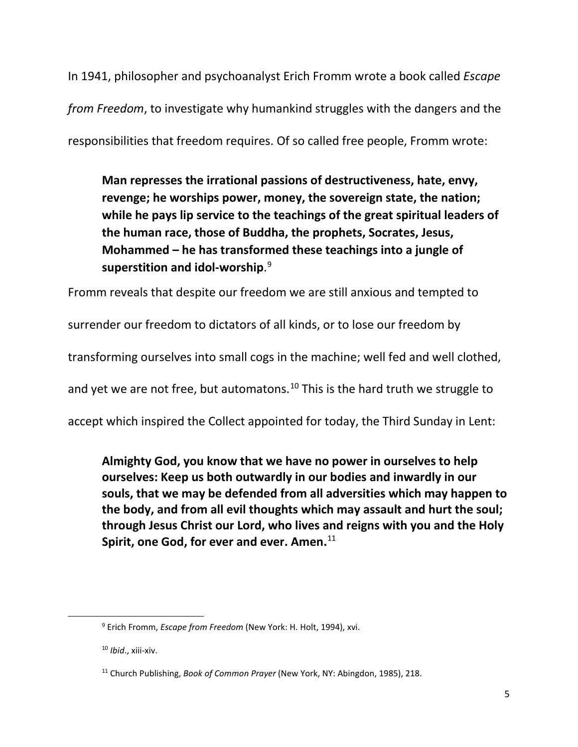In 1941, philosopher and psychoanalyst Erich Fromm wrote a book called *Escape from Freedom*, to investigate why humankind struggles with the dangers and the responsibilities that freedom requires. Of so called free people, Fromm wrote:

> **Man represses the irrational passions of destructiveness, hate, envy, revenge; he worships power, money, the sovereign state, the nation; while he pays lip service to the teachings of the great spiritual leaders of the human race, those of Buddha, the prophets, Socrates, Jesus, Mohammed – he has transformed these teachings into a jungle of superstition and idol-worship**.[9]

Fromm reveals that despite our freedom we are still anxious and tempted to surrender our freedom to dictators of all kinds, or to lose our freedom by transforming ourselves into small cogs in the machine; well fed and well clothed, and yet we are not free, but automatons.[10] This is the hard truth we struggle to accept which inspired the Collect appointed for today, the Third Sunday in Lent:

> **Almighty God, you know that we have no power in ourselves to help ourselves: Keep us both outwardly in our bodies and inwardly in our souls, that we may be defended from all adversities which may happen to the body, and from all evil thoughts which may assault and hurt the soul; through Jesus Christ our Lord, who lives and reigns with you and the Holy Spirit, one God, for ever and ever. Amen.**[11]

---

[9] Erich Fromm, *Escape from Freedom* (New York: H. Holt, 1994), xvi.

[10] *Ibid*., xiii-xiv.

[11] Church Publishing, *Book of Common Prayer* (New York, NY: Abingdon, 1985), 218.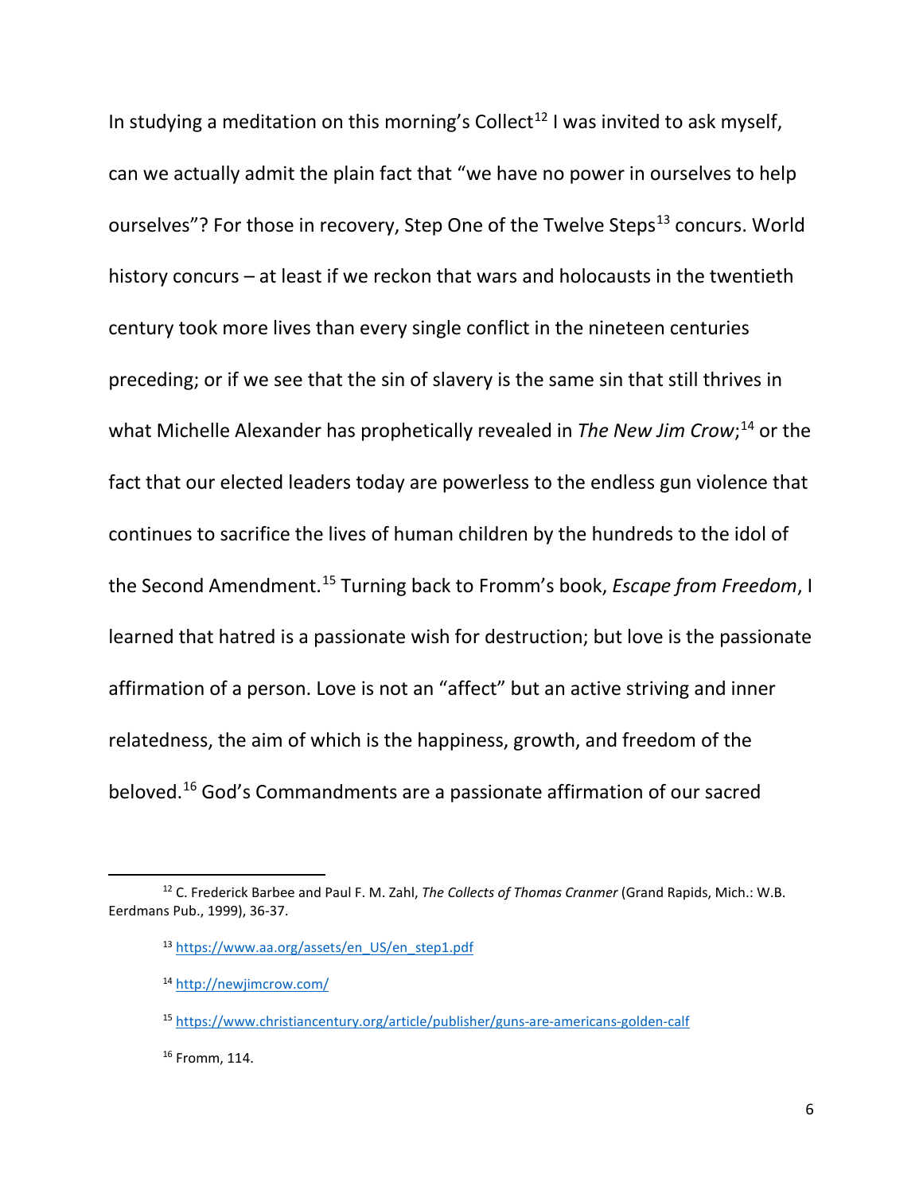In studying a meditation on this morning's Collect[12] I was invited to ask myself, can we actually admit the plain fact that "we have no power in ourselves to help ourselves"? For those in recovery, Step One of the Twelve Steps[13] concurs. World history concurs – at least if we reckon that wars and holocausts in the twentieth century took more lives than every single conflict in the nineteen centuries preceding; or if we see that the sin of slavery is the same sin that still thrives in what Michelle Alexander has prophetically revealed in *The New Jim Crow*;[14] or the fact that our elected leaders today are powerless to the endless gun violence that continues to sacrifice the lives of human children by the hundreds to the idol of the Second Amendment.[15] Turning back to Fromm's book, *Escape from Freedom*, I learned that hatred is a passionate wish for destruction; but love is the passionate affirmation of a person. Love is not an "affect" but an active striving and inner relatedness, the aim of which is the happiness, growth, and freedom of the beloved.[16] God's Commandments are a passionate affirmation of our sacred

---

[12] C. Frederick Barbee and Paul F. M. Zahl, *The Collects of Thomas Cranmer* (Grand Rapids, Mich.: W.B. Eerdmans Pub., 1999), 36-37.

[13] https://www.aa.org/assets/en_US/en_step1.pdf

[14] http://newjimcrow.com/

[15] https://www.christiancentury.org/article/publisher/guns-are-americans-golden-calf

[16] Fromm, 114.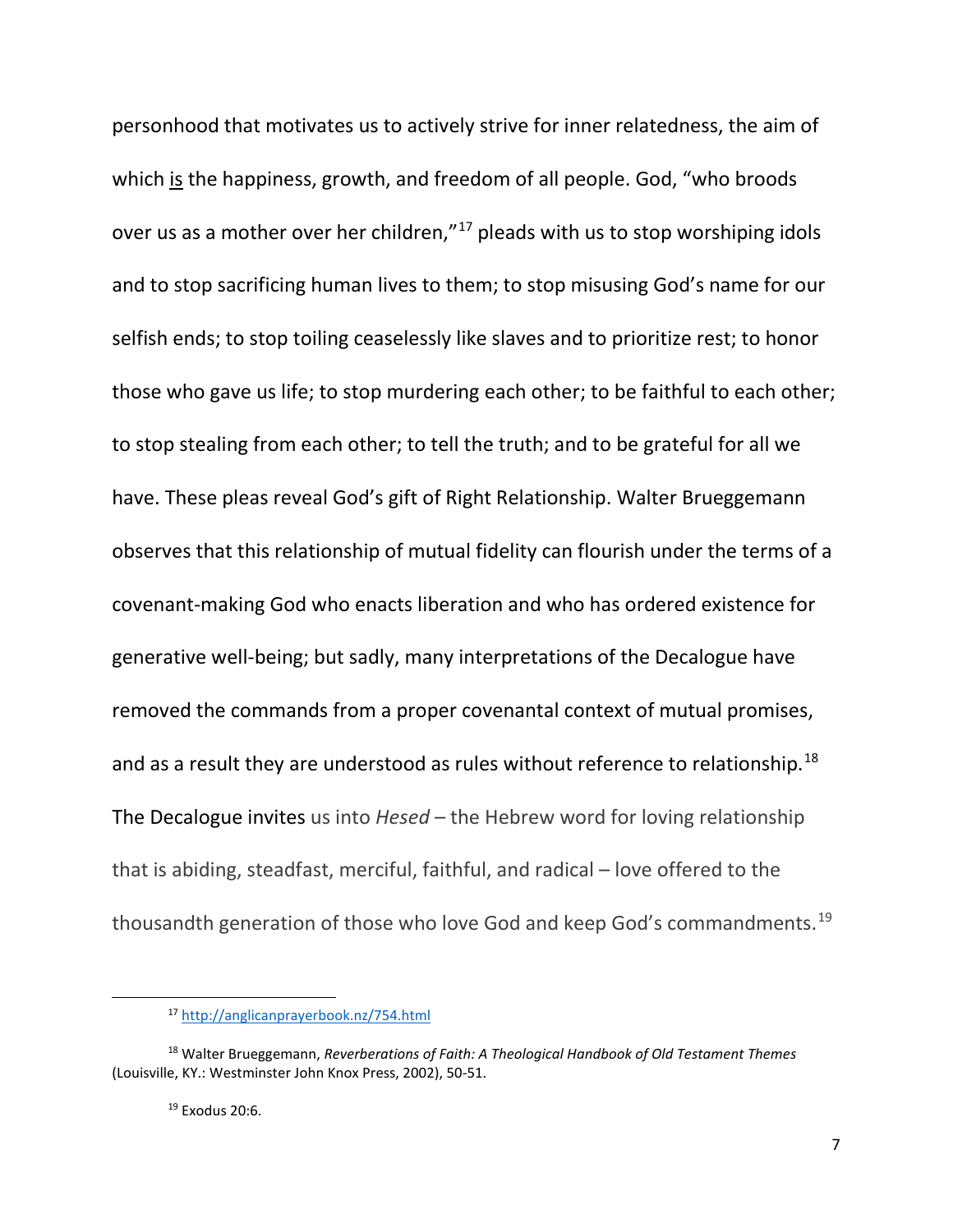personhood that motivates us to actively strive for inner relatedness, the aim of which <u>is</u> the happiness, growth, and freedom of all people. God, "who broods over us as a mother over her children,"[17] pleads with us to stop worshiping idols and to stop sacrificing human lives to them; to stop misusing God's name for our selfish ends; to stop toiling ceaselessly like slaves and to prioritize rest; to honor those who gave us life; to stop murdering each other; to be faithful to each other; to stop stealing from each other; to tell the truth; and to be grateful for all we have. These pleas reveal God's gift of Right Relationship. Walter Brueggemann observes that this relationship of mutual fidelity can flourish under the terms of a covenant-making God who enacts liberation and who has ordered existence for generative well-being; but sadly, many interpretations of the Decalogue have removed the commands from a proper covenantal context of mutual promises, and as a result they are understood as rules without reference to relationship.[18] The Decalogue invites us into *Hesed* – the Hebrew word for loving relationship that is abiding, steadfast, merciful, faithful, and radical – love offered to the thousandth generation of those who love God and keep God's commandments.[19]

---

[17] http://anglicanprayerbook.nz/754.html

[18] Walter Brueggemann, *Reverberations of Faith: A Theological Handbook of Old Testament Themes* (Louisville, KY.: Westminster John Knox Press, 2002), 50-51.

[19] Exodus 20:6.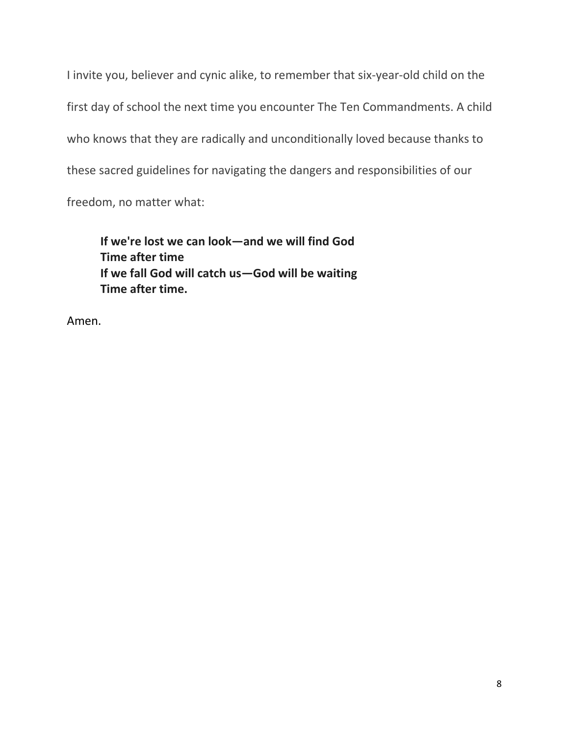I invite you, believer and cynic alike, to remember that six-year-old child on the first day of school the next time you encounter The Ten Commandments. A child who knows that they are radically and unconditionally loved because thanks to these sacred guidelines for navigating the dangers and responsibilities of our freedom, no matter what:

> **If we're lost we can look—and we will find God**
> **Time after time**
> **If we fall God will catch us—God will be waiting**
> **Time after time.**

Amen.